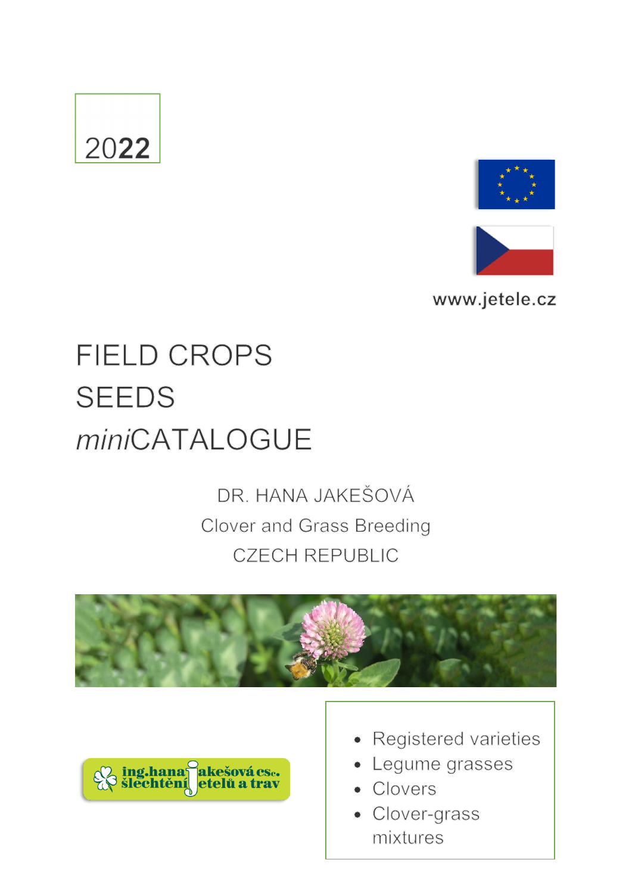2022

www.jetele.cz

# FIELD CROPS SEEDS *mini*CATALOGUE

DR. HANA JAKEŠOVÁ

Clover and Grass Breeding

CZECH REPUBLIC

ing.hana jakešová csc.
šlechtění jetelů a trav

- Registered varieties
- Legume grasses
- Clovers
- Clover-grass mixtures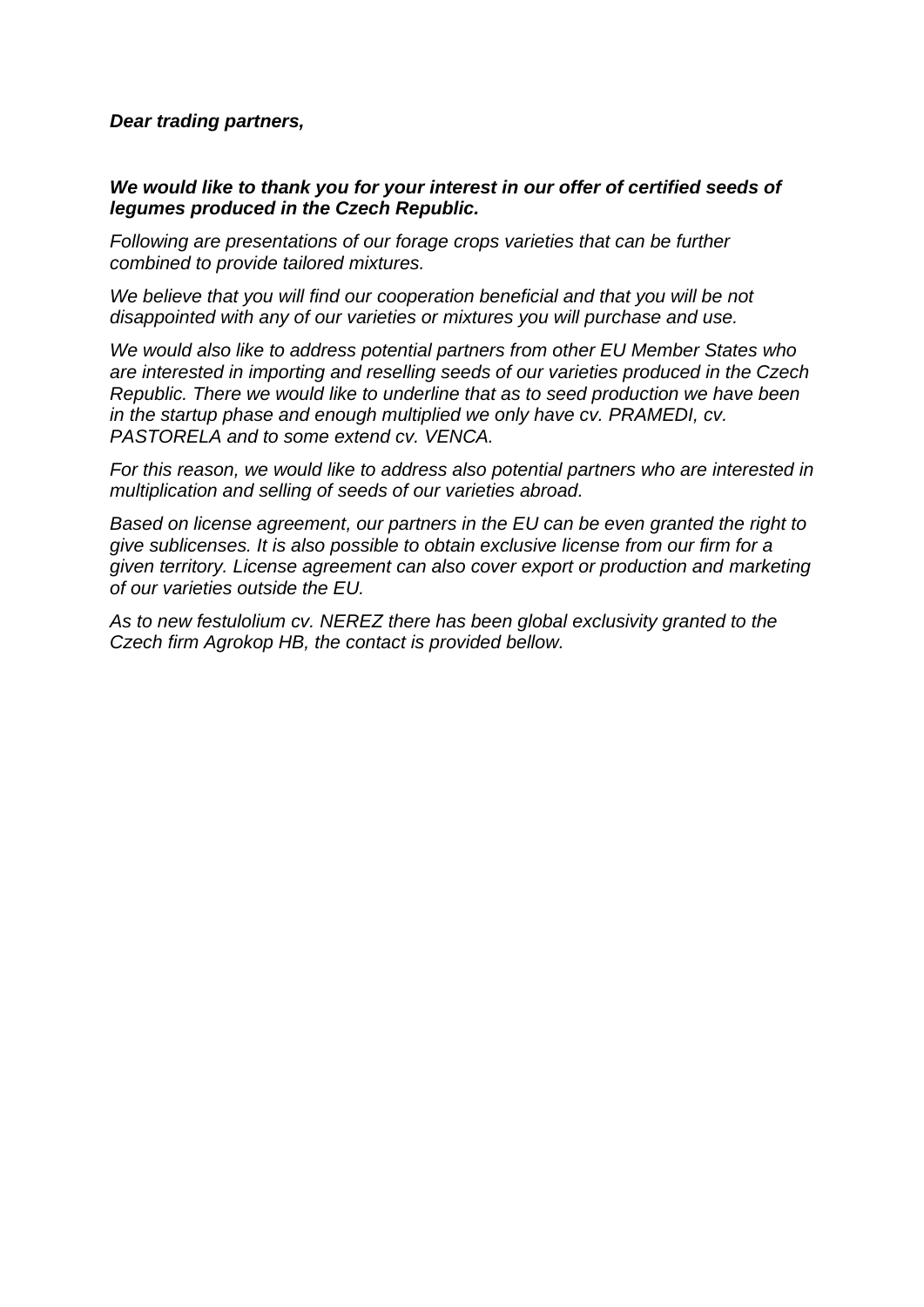***Dear trading partners,***

***We would like to thank you for your interest in our offer of certified seeds of legumes produced in the Czech Republic.***

*Following are presentations of our forage crops varieties that can be further combined to provide tailored mixtures.*

*We believe that you will find our cooperation beneficial and that you will be not disappointed with any of our varieties or mixtures you will purchase and use.*

*We would also like to address potential partners from other EU Member States who are interested in importing and reselling seeds of our varieties produced in the Czech Republic. There we would like to underline that as to seed production we have been in the startup phase and enough multiplied we only have cv. PRAMEDI, cv. PASTORELA and to some extend cv. VENCA.*

*For this reason, we would like to address also potential partners who are interested in multiplication and selling of seeds of our varieties abroad.*

*Based on license agreement, our partners in the EU can be even granted the right to give sublicenses. It is also possible to obtain exclusive license from our firm for a given territory. License agreement can also cover export or production and marketing of our varieties outside the EU.*

*As to new festulolium cv. NEREZ there has been global exclusivity granted to the Czech firm Agrokop HB, the contact is provided bellow.*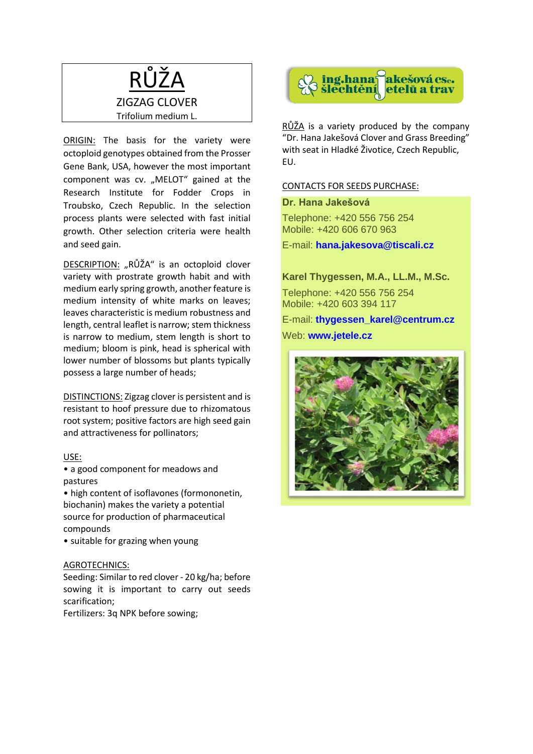# RŮŽA

ZIGZAG CLOVER

Trifolium medium L.

ORIGIN: The basis for the variety were octoploid genotypes obtained from the Prosser Gene Bank, USA, however the most important component was cv. „MELOT“ gained at the Research Institute for Fodder Crops in Troubsko, Czech Republic. In the selection process plants were selected with fast initial growth. Other selection criteria were health and seed gain.

DESCRIPTION: „RŮŽA“ is an octoploid clover variety with prostrate growth habit and with medium early spring growth, another feature is medium intensity of white marks on leaves; leaves characteristic is medium robustness and length, central leaflet is narrow; stem thickness is narrow to medium, stem length is short to medium; bloom is pink, head is spherical with lower number of blossoms but plants typically possess a large number of heads;

DISTINCTIONS: Zigzag clover is persistent and is resistant to hoof pressure due to rhizomatous root system; positive factors are high seed gain and attractiveness for pollinators;

USE:

- a good component for meadows and pastures
- high content of isoflavones (formononetin, biochanin) makes the variety a potential source for production of pharmaceutical compounds
- suitable for grazing when young

AGROTECHNICS:

Seeding: Similar to red clover - 20 kg/ha; before sowing it is important to carry out seeds scarification;

Fertilizers: 3q NPK before sowing;

ing.hana jakešová csc. šlechtění jetelů a trav

RŮŽA is a variety produced by the company “Dr. Hana Jakešová Clover and Grass Breeding” with seat in Hladké Životice, Czech Republic, EU.

CONTACTS FOR SEEDS PURCHASE:

**Dr. Hana Jakešová**

Telephone: +420 556 756 254
Mobile: +420 606 670 963

E-mail: **hana.jakesova@tiscali.cz**

**Karel Thygessen, M.A., LL.M., M.Sc.**

Telephone: +420 556 756 254
Mobile: +420 603 394 117

E-mail: **thygessen_karel@centrum.cz**

Web: **www.jetele.cz**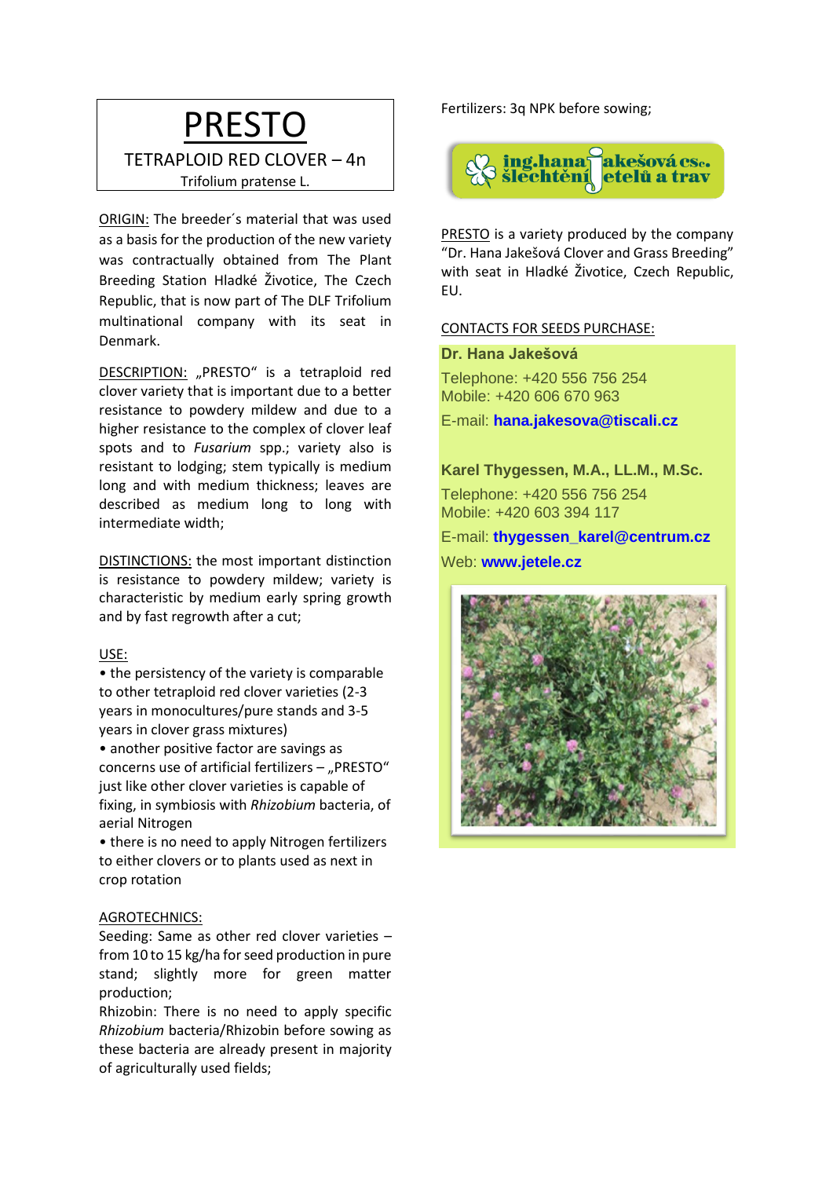# PRESTO

TETRAPLOID RED CLOVER – 4n

Trifolium pratense L.

ORIGIN: The breeder´s material that was used as a basis for the production of the new variety was contractually obtained from The Plant Breeding Station Hladké Životice, The Czech Republic, that is now part of The DLF Trifolium multinational company with its seat in Denmark.

DESCRIPTION: „PRESTO" is a tetraploid red clover variety that is important due to a better resistance to powdery mildew and due to a higher resistance to the complex of clover leaf spots and to *Fusarium* spp.; variety also is resistant to lodging; stem typically is medium long and with medium thickness; leaves are described as medium long to long with intermediate width;

DISTINCTIONS: the most important distinction is resistance to powdery mildew; variety is characteristic by medium early spring growth and by fast regrowth after a cut;

USE:

- the persistency of the variety is comparable to other tetraploid red clover varieties (2-3 years in monocultures/pure stands and 3-5 years in clover grass mixtures)
- another positive factor are savings as concerns use of artificial fertilizers – „PRESTO" just like other clover varieties is capable of fixing, in symbiosis with *Rhizobium* bacteria, of aerial Nitrogen
- there is no need to apply Nitrogen fertilizers to either clovers or to plants used as next in crop rotation

AGROTECHNICS:

Seeding: Same as other red clover varieties – from 10 to 15 kg/ha for seed production in pure stand; slightly more for green matter production;

Rhizobin: There is no need to apply specific *Rhizobium* bacteria/Rhizobin before sowing as these bacteria are already present in majority of agriculturally used fields;

Fertilizers: 3q NPK before sowing;

ing.hana jakešová csc. šlechtění jetelů a trav

PRESTO is a variety produced by the company "Dr. Hana Jakešová Clover and Grass Breeding" with seat in Hladké Životice, Czech Republic, EU.

CONTACTS FOR SEEDS PURCHASE:

**Dr. Hana Jakešová**

Telephone: +420 556 756 254

Mobile: +420 606 670 963

E-mail: **hana.jakesova@tiscali.cz**

**Karel Thygessen, M.A., LL.M., M.Sc.**

Telephone: +420 556 756 254

Mobile: +420 603 394 117

E-mail: **thygessen_karel@centrum.cz**

Web: **www.jetele.cz**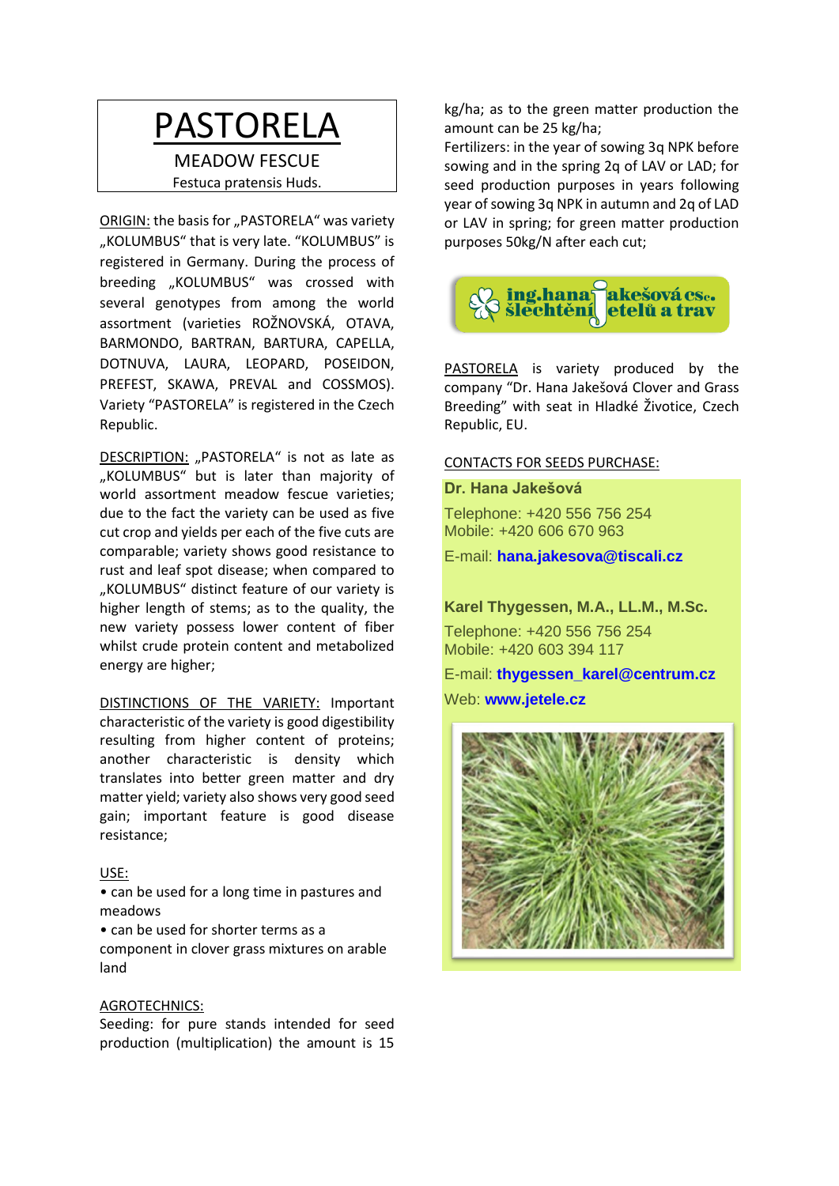# PASTORELA

## MEADOW FESCUE

Festuca pratensis Huds.

ORIGIN: the basis for „PASTORELA" was variety „KOLUMBUS" that is very late. "KOLUMBUS" is registered in Germany. During the process of breeding „KOLUMBUS" was crossed with several genotypes from among the world assortment (varieties ROŽNOVSKÁ, OTAVA, BARMONDO, BARTRAN, BARTURA, CAPELLA, DOTNUVA, LAURA, LEOPARD, POSEIDON, PREFEST, SKAWA, PREVAL and COSSMOS). Variety "PASTORELA" is registered in the Czech Republic.

DESCRIPTION: „PASTORELA" is not as late as „KOLUMBUS" but is later than majority of world assortment meadow fescue varieties; due to the fact the variety can be used as five cut crop and yields per each of the five cuts are comparable; variety shows good resistance to rust and leaf spot disease; when compared to „KOLUMBUS" distinct feature of our variety is higher length of stems; as to the quality, the new variety possess lower content of fiber whilst crude protein content and metabolized energy are higher;

DISTINCTIONS OF THE VARIETY: Important characteristic of the variety is good digestibility resulting from higher content of proteins; another characteristic is density which translates into better green matter and dry matter yield; variety also shows very good seed gain; important feature is good disease resistance;

USE:

- can be used for a long time in pastures and meadows
- can be used for shorter terms as a component in clover grass mixtures on arable land

AGROTECHNICS:

Seeding: for pure stands intended for seed production (multiplication) the amount is 15 kg/ha; as to the green matter production the amount can be 25 kg/ha;

Fertilizers: in the year of sowing 3q NPK before sowing and in the spring 2q of LAV or LAD; for seed production purposes in years following year of sowing 3q NPK in autumn and 2q of LAD or LAV in spring; for green matter production purposes 50kg/N after each cut;

ing.hana jakešová csc. šlechtění jetelů a trav

PASTORELA is variety produced by the company "Dr. Hana Jakešová Clover and Grass Breeding" with seat in Hladké Životice, Czech Republic, EU.

CONTACTS FOR SEEDS PURCHASE:

**Dr. Hana Jakešová**

Telephone: +420 556 756 254
Mobile: +420 606 670 963

E-mail: **hana.jakesova@tiscali.cz**

**Karel Thygessen, M.A., LL.M., M.Sc.**

Telephone: +420 556 756 254
Mobile: +420 603 394 117

E-mail: **thygessen_karel@centrum.cz**

Web: **www.jetele.cz**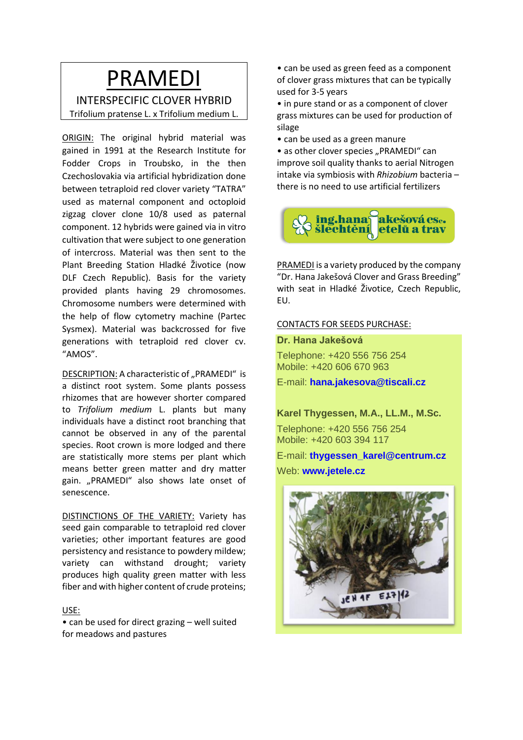# PRAMEDI

INTERSPECIFIC CLOVER HYBRID

Trifolium pratense L. x Trifolium medium L.

ORIGIN: The original hybrid material was gained in 1991 at the Research Institute for Fodder Crops in Troubsko, in the then Czechoslovakia via artificial hybridization done between tetraploid red clover variety "TATRA" used as maternal component and octoploid zigzag clover clone 10/8 used as paternal component. 12 hybrids were gained via in vitro cultivation that were subject to one generation of intercross. Material was then sent to the Plant Breeding Station Hladké Životice (now DLF Czech Republic). Basis for the variety provided plants having 29 chromosomes. Chromosome numbers were determined with the help of flow cytometry machine (Partec Sysmex). Material was backcrossed for five generations with tetraploid red clover cv. "AMOS".

DESCRIPTION: A characteristic of „PRAMEDI" is a distinct root system. Some plants possess rhizomes that are however shorter compared to *Trifolium medium* L. plants but many individuals have a distinct root branching that cannot be observed in any of the parental species. Root crown is more lodged and there are statistically more stems per plant which means better green matter and dry matter gain. „PRAMEDI" also shows late onset of senescence.

DISTINCTIONS OF THE VARIETY: Variety has seed gain comparable to tetraploid red clover varieties; other important features are good persistency and resistance to powdery mildew; variety can withstand drought; variety produces high quality green matter with less fiber and with higher content of crude proteins;

USE:

- can be used for direct grazing – well suited for meadows and pastures
- can be used as green feed as a component of clover grass mixtures that can be typically used for 3-5 years
- in pure stand or as a component of clover grass mixtures can be used for production of silage
- can be used as a green manure
- as other clover species „PRAMEDI" can improve soil quality thanks to aerial Nitrogen intake via symbiosis with *Rhizobium* bacteria – there is no need to use artificial fertilizers

ing.hana jakešová csc. šlechtění jetelů a trav

PRAMEDI is a variety produced by the company "Dr. Hana Jakešová Clover and Grass Breeding" with seat in Hladké Životice, Czech Republic, EU.

CONTACTS FOR SEEDS PURCHASE:

**Dr. Hana Jakešová**

Telephone: +420 556 756 254
Mobile: +420 606 670 963

E-mail: **hana.jakesova@tiscali.cz**

**Karel Thygessen, M.A., LL.M., M.Sc.**

Telephone: +420 556 756 254
Mobile: +420 603 394 117

E-mail: **thygessen_karel@centrum.cz**

Web: **www.jetele.cz**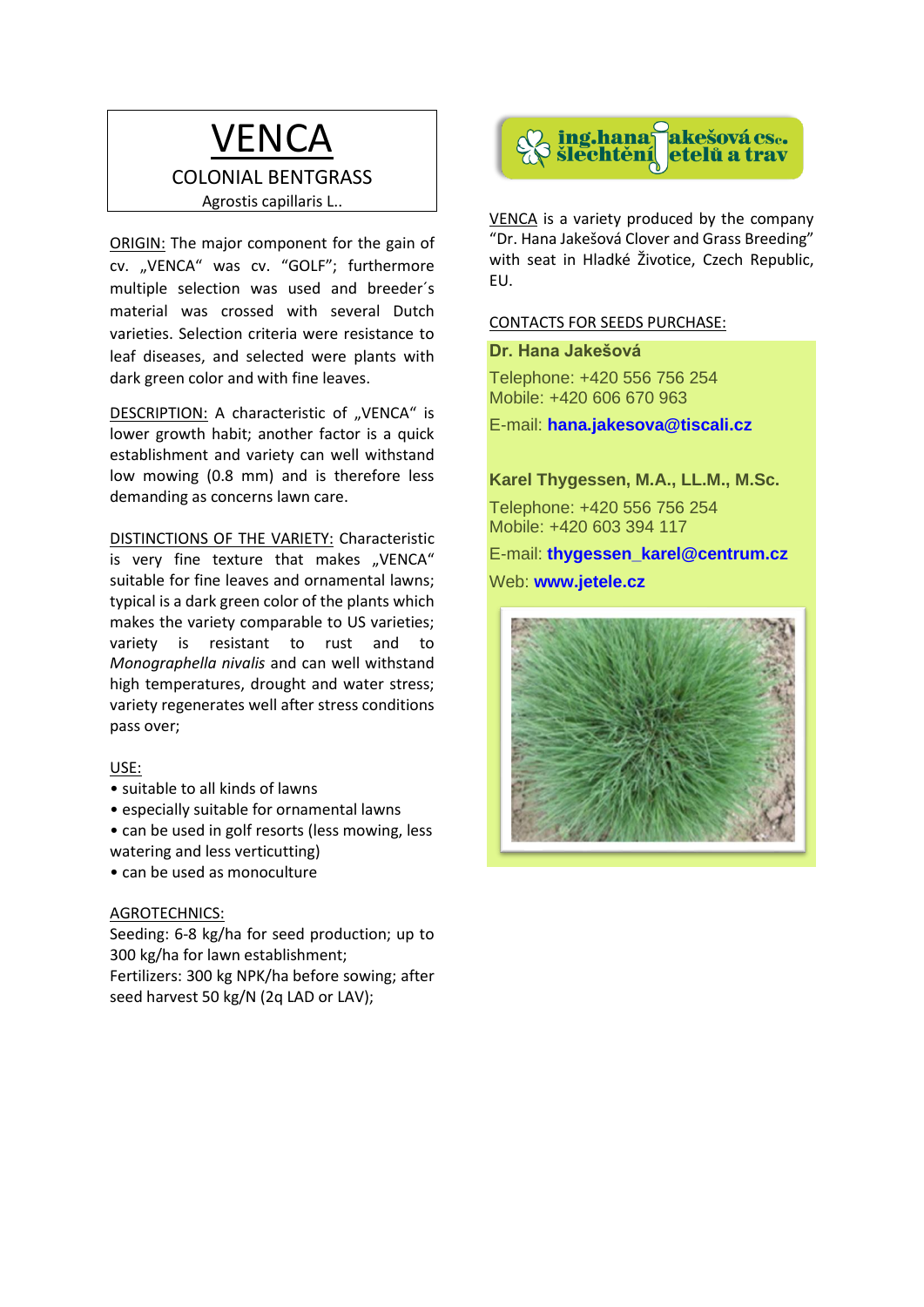# VENCA

COLONIAL BENTGRASS

Agrostis capillaris L..

ORIGIN: The major component for the gain of cv. „VENCA“ was cv. “GOLF”; furthermore multiple selection was used and breeder´s material was crossed with several Dutch varieties. Selection criteria were resistance to leaf diseases, and selected were plants with dark green color and with fine leaves.

DESCRIPTION: A characteristic of „VENCA“ is lower growth habit; another factor is a quick establishment and variety can well withstand low mowing (0.8 mm) and is therefore less demanding as concerns lawn care.

DISTINCTIONS OF THE VARIETY: Characteristic is very fine texture that makes „VENCA“ suitable for fine leaves and ornamental lawns; typical is a dark green color of the plants which makes the variety comparable to US varieties; variety is resistant to rust and to *Monographella nivalis* and can well withstand high temperatures, drought and water stress; variety regenerates well after stress conditions pass over;

USE:

- suitable to all kinds of lawns
- especially suitable for ornamental lawns
- can be used in golf resorts (less mowing, less watering and less verticutting)
- can be used as monoculture

AGROTECHNICS:

Seeding: 6-8 kg/ha for seed production; up to 300 kg/ha for lawn establishment;

Fertilizers: 300 kg NPK/ha before sowing; after seed harvest 50 kg/N (2q LAD or LAV);

ing.hana jakešová csc.
šlechtění jetelů a trav

VENCA is a variety produced by the company “Dr. Hana Jakešová Clover and Grass Breeding” with seat in Hladké Životice, Czech Republic, EU.

CONTACTS FOR SEEDS PURCHASE:

**Dr. Hana Jakešová**

Telephone: +420 556 756 254
Mobile: +420 606 670 963

E-mail: **hana.jakesova@tiscali.cz**

**Karel Thygessen, M.A., LL.M., M.Sc.**

Telephone: +420 556 756 254
Mobile: +420 603 394 117

E-mail: **thygessen_karel@centrum.cz**

Web: **www.jetele.cz**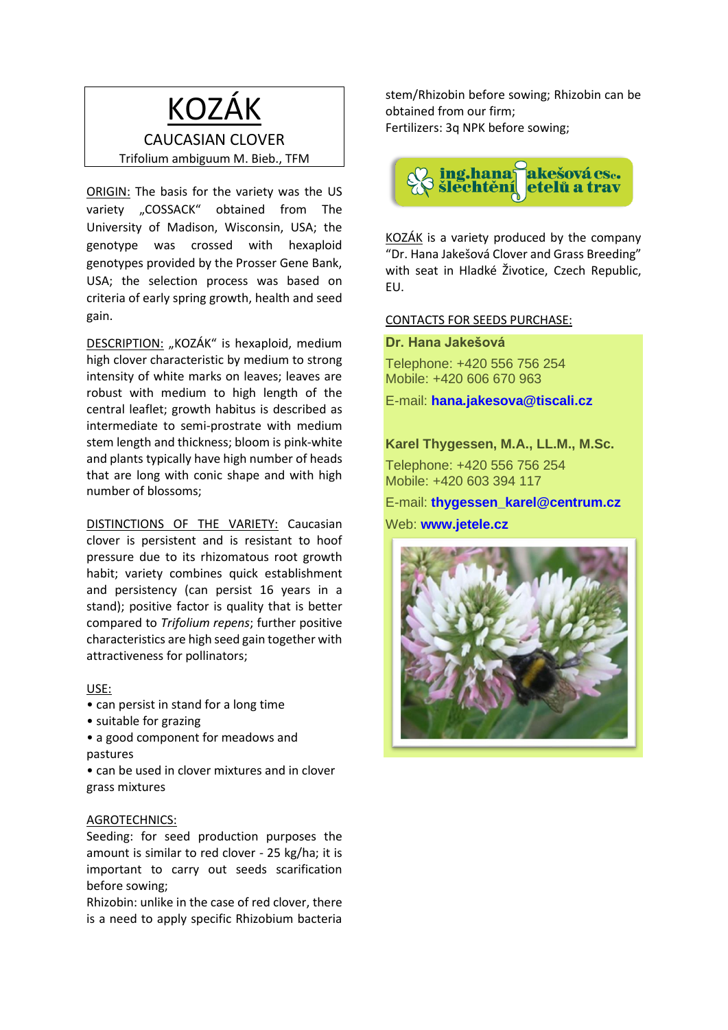# KOZÁK

## CAUCASIAN CLOVER

Trifolium ambiguum M. Bieb., TFM

ORIGIN: The basis for the variety was the US variety „COSSACK" obtained from The University of Madison, Wisconsin, USA; the genotype was crossed with hexaploid genotypes provided by the Prosser Gene Bank, USA; the selection process was based on criteria of early spring growth, health and seed gain.

DESCRIPTION: „KOZÁK" is hexaploid, medium high clover characteristic by medium to strong intensity of white marks on leaves; leaves are robust with medium to high length of the central leaflet; growth habitus is described as intermediate to semi-prostrate with medium stem length and thickness; bloom is pink-white and plants typically have high number of heads that are long with conic shape and with high number of blossoms;

DISTINCTIONS OF THE VARIETY: Caucasian clover is persistent and is resistant to hoof pressure due to its rhizomatous root growth habit; variety combines quick establishment and persistency (can persist 16 years in a stand); positive factor is quality that is better compared to *Trifolium repens*; further positive characteristics are high seed gain together with attractiveness for pollinators;

USE:

- can persist in stand for a long time
- suitable for grazing
- a good component for meadows and pastures
- can be used in clover mixtures and in clover grass mixtures

AGROTECHNICS:

Seeding: for seed production purposes the amount is similar to red clover - 25 kg/ha; it is important to carry out seeds scarification before sowing;

Rhizobin: unlike in the case of red clover, there is a need to apply specific Rhizobium bacteria stem/Rhizobin before sowing; Rhizobin can be obtained from our firm;

Fertilizers: 3q NPK before sowing;

ing.hana jakešová csc. šlechtění jetelů a trav

KOZÁK is a variety produced by the company "Dr. Hana Jakešová Clover and Grass Breeding" with seat in Hladké Životice, Czech Republic, EU.

CONTACTS FOR SEEDS PURCHASE:

**Dr. Hana Jakešová**

Telephone: +420 556 756 254
Mobile: +420 606 670 963

E-mail: **hana.jakesova@tiscali.cz**

**Karel Thygessen, M.A., LL.M., M.Sc.**

Telephone: +420 556 756 254
Mobile: +420 603 394 117

E-mail: **thygessen_karel@centrum.cz**

Web: **www.jetele.cz**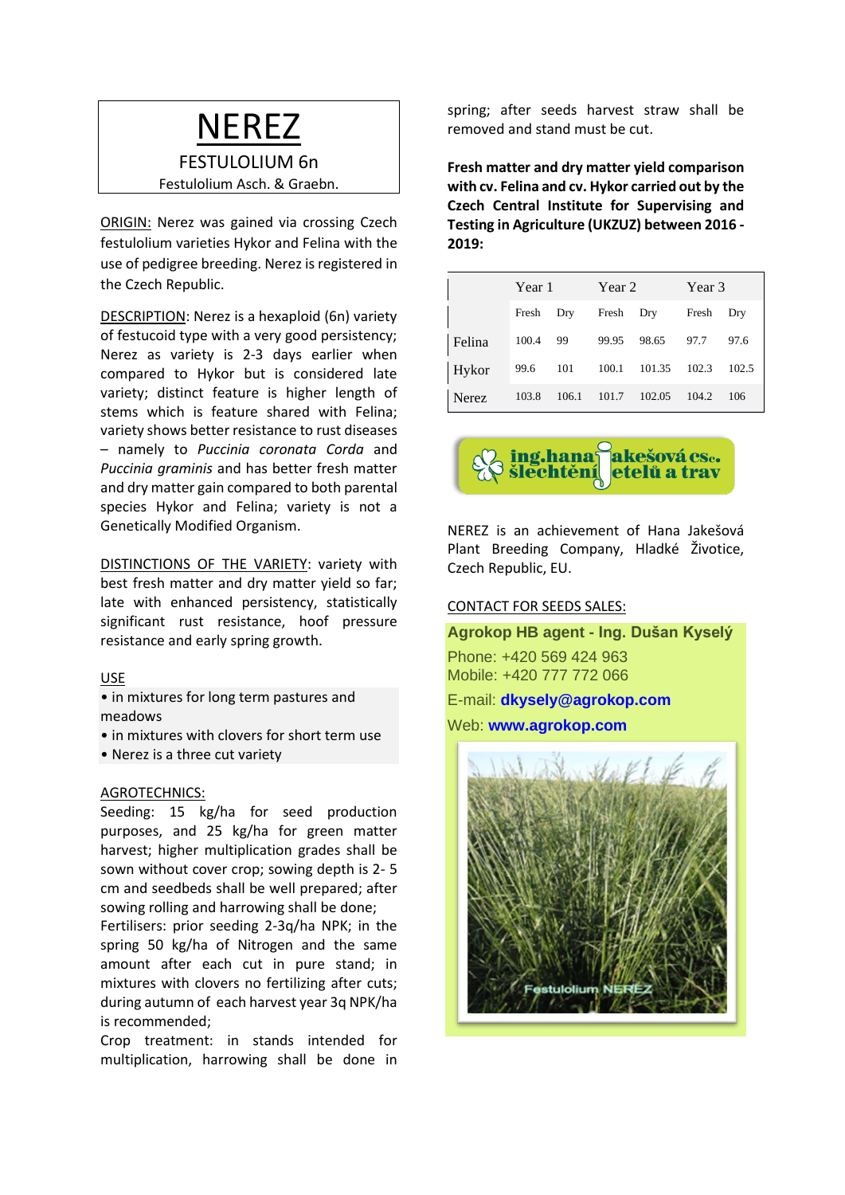# NEREZ

FESTULOLIUM 6n

Festulolium Asch. & Graebn.

ORIGIN: Nerez was gained via crossing Czech festulolium varieties Hykor and Felina with the use of pedigree breeding. Nerez is registered in the Czech Republic.

DESCRIPTION: Nerez is a hexaploid (6n) variety of festucoid type with a very good persistency; Nerez as variety is 2-3 days earlier when compared to Hykor but is considered late variety; distinct feature is higher length of stems which is feature shared with Felina; variety shows better resistance to rust diseases – namely to *Puccinia coronata Corda* and *Puccinia graminis* and has better fresh matter and dry matter gain compared to both parental species Hykor and Felina; variety is not a Genetically Modified Organism.

DISTINCTIONS OF THE VARIETY: variety with best fresh matter and dry matter yield so far; late with enhanced persistency, statistically significant rust resistance, hoof pressure resistance and early spring growth.

USE

- in mixtures for long term pastures and meadows
- in mixtures with clovers for short term use
- Nerez is a three cut variety

AGROTECHNICS:
Seeding: 15 kg/ha for seed production purposes, and 25 kg/ha for green matter harvest; higher multiplication grades shall be sown without cover crop; sowing depth is 2- 5 cm and seedbeds shall be well prepared; after sowing rolling and harrowing shall be done;
Fertilisers: prior seeding 2-3q/ha NPK; in the spring 50 kg/ha of Nitrogen and the same amount after each cut in pure stand; in mixtures with clovers no fertilizing after cuts; during autumn of each harvest year 3q NPK/ha is recommended;
Crop treatment: in stands intended for multiplication, harrowing shall be done in spring; after seeds harvest straw shall be removed and stand must be cut.

**Fresh matter and dry matter yield comparison with cv. Felina and cv. Hykor carried out by the Czech Central Institute for Supervising and Testing in Agriculture (UKZUZ) between 2016 - 2019:**

| | Year 1 | | Year 2 | | Year 3 | |
|---|---|---|---|---|---|---|
| | Fresh | Dry | Fresh | Dry | Fresh | Dry |
| Felina | 100.4 | 99 | 99.95 | 98.65 | 97.7 | 97.6 |
| Hykor | 99.6 | 101 | 100.1 | 101.35 | 102.3 | 102.5 |
| Nerez | 103.8 | 106.1 | 101.7 | 102.05 | 104.2 | 106 |

ing.hana jakešová csc. šlechtění jetelů a trav

NEREZ is an achievement of Hana Jakešová Plant Breeding Company, Hladké Životice, Czech Republic, EU.

CONTACT FOR SEEDS SALES:

**Agrokop HB agent - Ing. Dušan Kyselý**

Phone: +420 569 424 963
Mobile: +420 777 772 066

E-mail: **dkysely@agrokop.com**

Web: **www.agrokop.com**

Festulolium NEREZ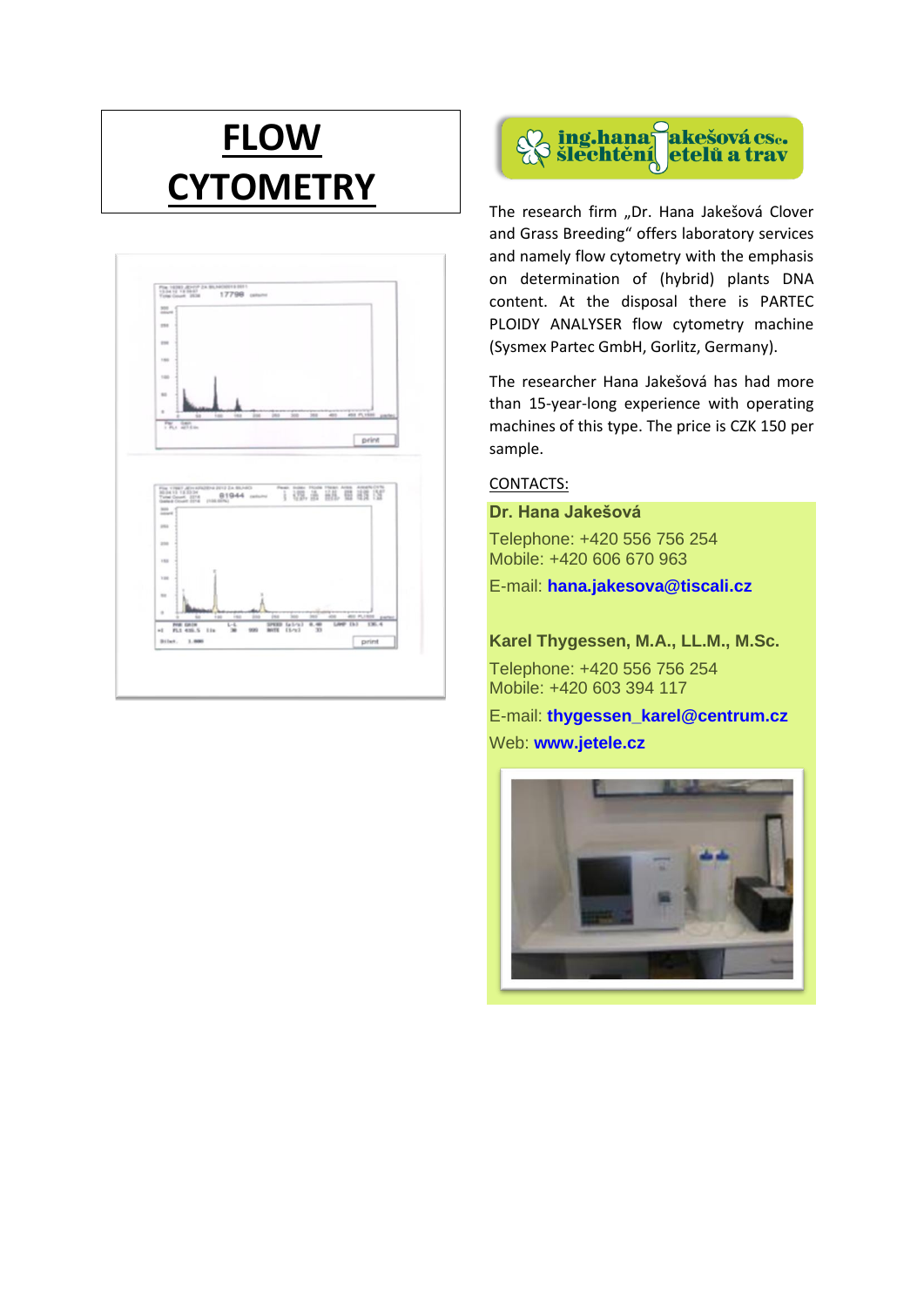# FLOW CYTOMETRY

ing.hana jakešová csc. šlechtění jetelů a trav

The research firm „Dr. Hana Jakešová Clover and Grass Breeding“ offers laboratory services and namely flow cytometry with the emphasis on determination of (hybrid) plants DNA content. At the disposal there is PARTEC PLOIDY ANALYSER flow cytometry machine (Sysmex Partec GmbH, Gorlitz, Germany).

The researcher Hana Jakešová has had more than 15-year-long experience with operating machines of this type. The price is CZK 150 per sample.

CONTACTS:

**Dr. Hana Jakešová**

Telephone: +420 556 756 254
Mobile: +420 606 670 963

E-mail: **hana.jakesova@tiscali.cz**

**Karel Thygessen, M.A., LL.M., M.Sc.**

Telephone: +420 556 756 254
Mobile: +420 603 394 117

E-mail: **thygessen_karel@centrum.cz**

Web: **www.jetele.cz**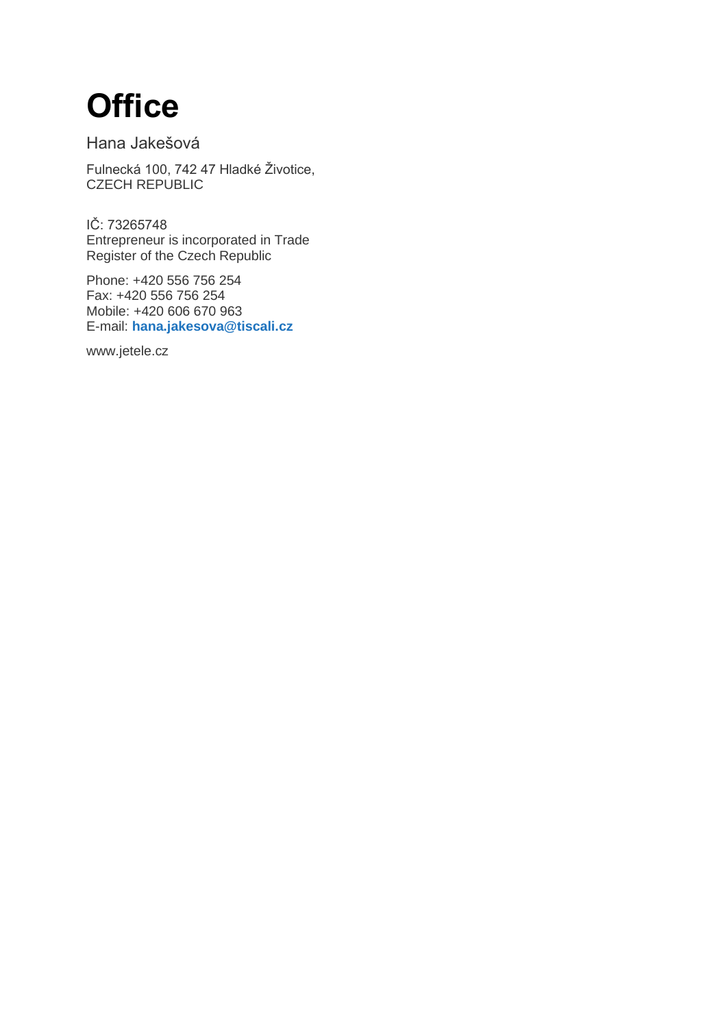# Office

Hana Jakešová

Fulnecká 100, 742 47 Hladké Životice,
CZECH REPUBLIC

IČ: 73265748
Entrepreneur is incorporated in Trade Register of the Czech Republic

Phone: +420 556 756 254
Fax: +420 556 756 254
Mobile: +420 606 670 963
E-mail: **hana.jakesova@tiscali.cz**

www.jetele.cz